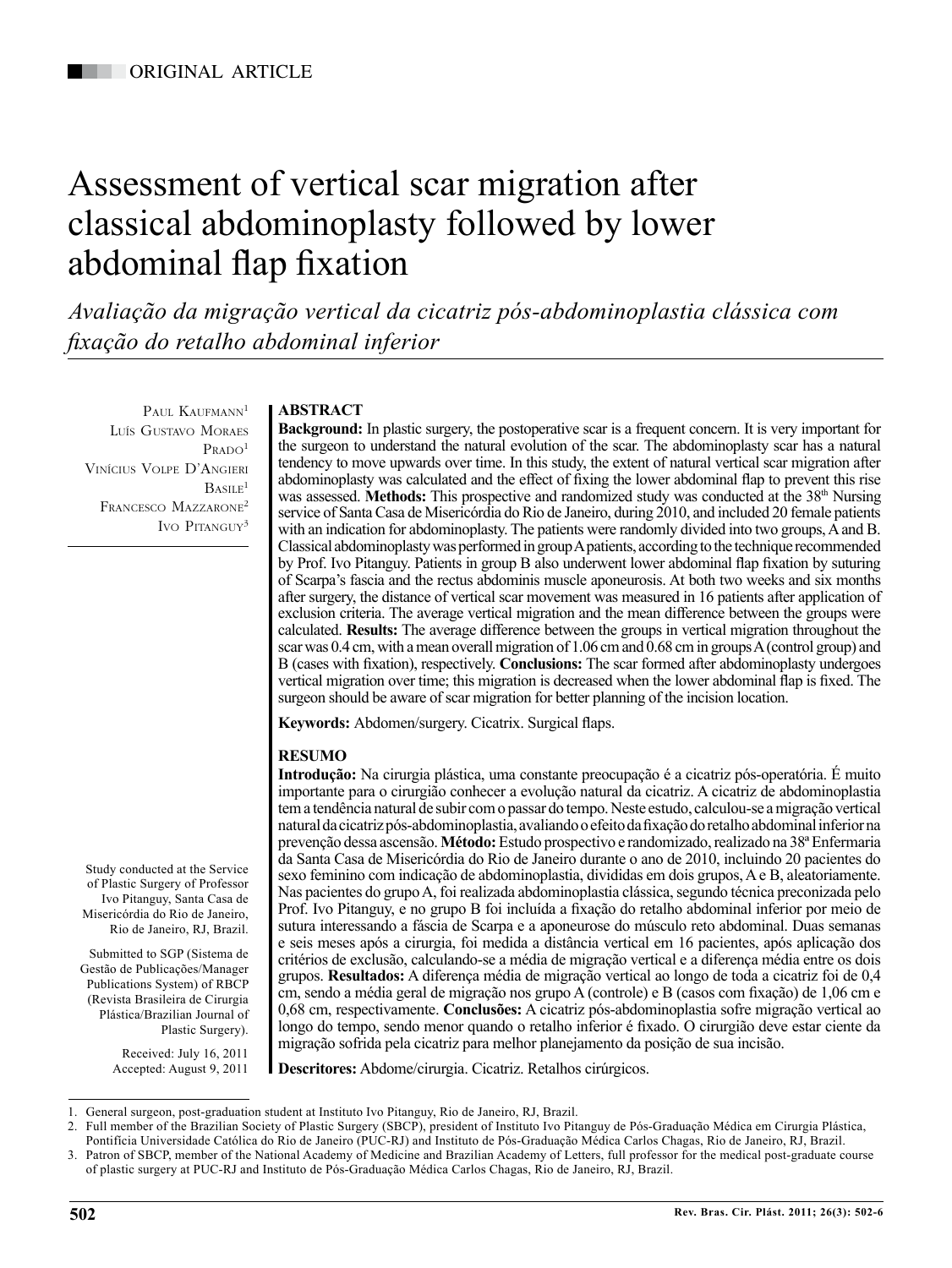ORIGINAL ARTICLE

# Assessment of vertical scar migration after classical abdominoplasty followed by lower abdominal flap fixation

*Avaliação da migração vertical da cicatriz pós-abdominoplastia clássica com fixação do retalho abdominal inferior*

Paul Kaufmann[1]
Luís Gustavo Moraes Prado[1]
Vinícius Volpe D'Angieri Basile[1]
Francesco Mazzarone[2]
Ivo Pitanguy[3]

## ABSTRACT

**Background:** In plastic surgery, the postoperative scar is a frequent concern. It is very important for the surgeon to understand the natural evolution of the scar. The abdominoplasty scar has a natural tendency to move upwards over time. In this study, the extent of natural vertical scar migration after abdominoplasty was calculated and the effect of fixing the lower abdominal flap to prevent this rise was assessed. **Methods:** This prospective and randomized study was conducted at the 38th Nursing service of Santa Casa de Misericórdia do Rio de Janeiro, during 2010, and included 20 female patients with an indication for abdominoplasty. The patients were randomly divided into two groups, A and B. Classical abdominoplasty was performed in group A patients, according to the technique recommended by Prof. Ivo Pitanguy. Patients in group B also underwent lower abdominal flap fixation by suturing of Scarpa's fascia and the rectus abdominis muscle aponeurosis. At both two weeks and six months after surgery, the distance of vertical scar movement was measured in 16 patients after application of exclusion criteria. The average vertical migration and the mean difference between the groups were calculated. **Results:** The average difference between the groups in vertical migration throughout the scar was 0.4 cm, with a mean overall migration of 1.06 cm and 0.68 cm in groups A (control group) and B (cases with fixation), respectively. **Conclusions:** The scar formed after abdominoplasty undergoes vertical migration over time; this migration is decreased when the lower abdominal flap is fixed. The surgeon should be aware of scar migration for better planning of the incision location.

**Keywords:** Abdomen/surgery. Cicatrix. Surgical flaps.

## RESUMO

**Introdução:** Na cirurgia plástica, uma constante preocupação é a cicatriz pós-operatória. É muito importante para o cirurgião conhecer a evolução natural da cicatriz. A cicatriz de abdominoplastia tem a tendência natural de subir com o passar do tempo. Neste estudo, calculou-se a migração vertical natural da cicatriz pós-abdominoplastia, avaliando o efeito da fixação do retalho abdominal inferior na prevenção dessa ascensão. **Método:** Estudo prospectivo e randomizado, realizado na 38ª Enfermaria da Santa Casa de Misericórdia do Rio de Janeiro durante o ano de 2010, incluindo 20 pacientes do sexo feminino com indicação de abdominoplastia, divididas em dois grupos, A e B, aleatoriamente. Nas pacientes do grupo A, foi realizada abdominoplastia clássica, segundo técnica preconizada pelo Prof. Ivo Pitanguy, e no grupo B foi incluída a fixação do retalho abdominal inferior por meio de sutura interessando a fáscia de Scarpa e a aponeurose do músculo reto abdominal. Duas semanas e seis meses após a cirurgia, foi medida a distância vertical em 16 pacientes, após aplicação dos critérios de exclusão, calculando-se a média de migração vertical e a diferença média entre os dois grupos. **Resultados:** A diferença média de migração vertical ao longo de toda a cicatriz foi de 0,4 cm, sendo a média geral de migração nos grupo A (controle) e B (casos com fixação) de 1,06 cm e 0,68 cm, respectivamente. **Conclusões:** A cicatriz pós-abdominoplastia sofre migração vertical ao longo do tempo, sendo menor quando o retalho inferior é fixado. O cirurgião deve estar ciente da migração sofrida pela cicatriz para melhor planejamento da posição de sua incisão.

**Descritores:** Abdome/cirurgia. Cicatriz. Retalhos cirúrgicos.

Study conducted at the Service of Plastic Surgery of Professor Ivo Pitanguy, Santa Casa de Misericórdia do Rio de Janeiro, Rio de Janeiro, RJ, Brazil.

Submitted to SGP (Sistema de Gestão de Publicações/Manager Publications System) of RBCP (Revista Brasileira de Cirurgia Plástica/Brazilian Journal of Plastic Surgery).

Received: July 16, 2011
Accepted: August 9, 2011

1. General surgeon, post-graduation student at Instituto Ivo Pitanguy, Rio de Janeiro, RJ, Brazil.
2. Full member of the Brazilian Society of Plastic Surgery (SBCP), president of Instituto Ivo Pitanguy de Pós-Graduação Médica em Cirurgia Plástica, Pontifícia Universidade Católica do Rio de Janeiro (PUC-RJ) and Instituto de Pós-Graduação Médica Carlos Chagas, Rio de Janeiro, RJ, Brazil.
3. Patron of SBCP, member of the National Academy of Medicine and Brazilian Academy of Letters, full professor for the medical post-graduate course of plastic surgery at PUC-RJ and Instituto de Pós-Graduação Médica Carlos Chagas, Rio de Janeiro, RJ, Brazil.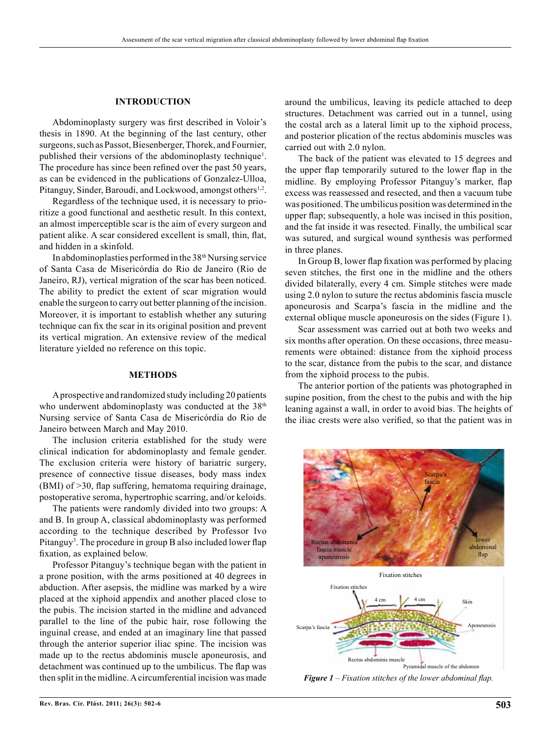## INTRODUCTION

Abdominoplasty surgery was first described in Voloir's thesis in 1890. At the beginning of the last century, other surgeons, such as Passot, Biesenberger, Thorek, and Fournier, published their versions of the abdominoplasty technique[1]. The procedure has since been refined over the past 50 years, as can be evidenced in the publications of Gonzalez-Ulloa, Pitanguy, Sinder, Baroudi, and Lockwood, amongst others[1,2].

Regardless of the technique used, it is necessary to prioritize a good functional and aesthetic result. In this context, an almost imperceptible scar is the aim of every surgeon and patient alike. A scar considered excellent is small, thin, flat, and hidden in a skinfold.

In abdominoplasties performed in the 38th Nursing service of Santa Casa de Misericórdia do Rio de Janeiro (Rio de Janeiro, RJ), vertical migration of the scar has been noticed. The ability to predict the extent of scar migration would enable the surgeon to carry out better planning of the incision. Moreover, it is important to establish whether any suturing technique can fix the scar in its original position and prevent its vertical migration. An extensive review of the medical literature yielded no reference on this topic.

## METHODS

A prospective and randomized study including 20 patients who underwent abdominoplasty was conducted at the 38th Nursing service of Santa Casa de Misericórdia do Rio de Janeiro between March and May 2010.

The inclusion criteria established for the study were clinical indication for abdominoplasty and female gender. The exclusion criteria were history of bariatric surgery, presence of connective tissue diseases, body mass index (BMI) of >30, flap suffering, hematoma requiring drainage, postoperative seroma, hypertrophic scarring, and/or keloids.

The patients were randomly divided into two groups: A and B. In group A, classical abdominoplasty was performed according to the technique described by Professor Ivo Pitanguy[3]. The procedure in group B also included lower flap fixation, as explained below.

Professor Pitanguy's technique began with the patient in a prone position, with the arms positioned at 40 degrees in abduction. After asepsis, the midline was marked by a wire placed at the xiphoid appendix and another placed close to the pubis. The incision started in the midline and advanced parallel to the line of the pubic hair, rose following the inguinal crease, and ended at an imaginary line that passed through the anterior superior iliac spine. The incision was made up to the rectus abdominis muscle aponeurosis, and detachment was continued up to the umbilicus. The flap was then split in the midline. A circumferential incision was made around the umbilicus, leaving its pedicle attached to deep structures. Detachment was carried out in a tunnel, using the costal arch as a lateral limit up to the xiphoid process, and posterior plication of the rectus abdominis muscles was carried out with 2.0 nylon.

The back of the patient was elevated to 15 degrees and the upper flap temporarily sutured to the lower flap in the midline. By employing Professor Pitanguy's marker, flap excess was reassessed and resected, and then a vacuum tube was positioned. The umbilicus position was determined in the upper flap; subsequently, a hole was incised in this position, and the fat inside it was resected. Finally, the umbilical scar was sutured, and surgical wound synthesis was performed in three planes.

In Group B, lower flap fixation was performed by placing seven stitches, the first one in the midline and the others divided bilaterally, every 4 cm. Simple stitches were made using 2.0 nylon to suture the rectus abdominis fascia muscle aponeurosis and Scarpa's fascia in the midline and the external oblique muscle aponeurosis on the sides (Figure 1).

Scar assessment was carried out at both two weeks and six months after operation. On these occasions, three measurements were obtained: distance from the xiphoid process to the scar, distance from the pubis to the scar, and distance from the xiphoid process to the pubis.

The anterior portion of the patients was photographed in supine position, from the chest to the pubis and with the hip leaning against a wall, in order to avoid bias. The heights of the iliac crests were also verified, so that the patient was in

*Figure 1 – Fixation stitches of the lower abdominal flap.*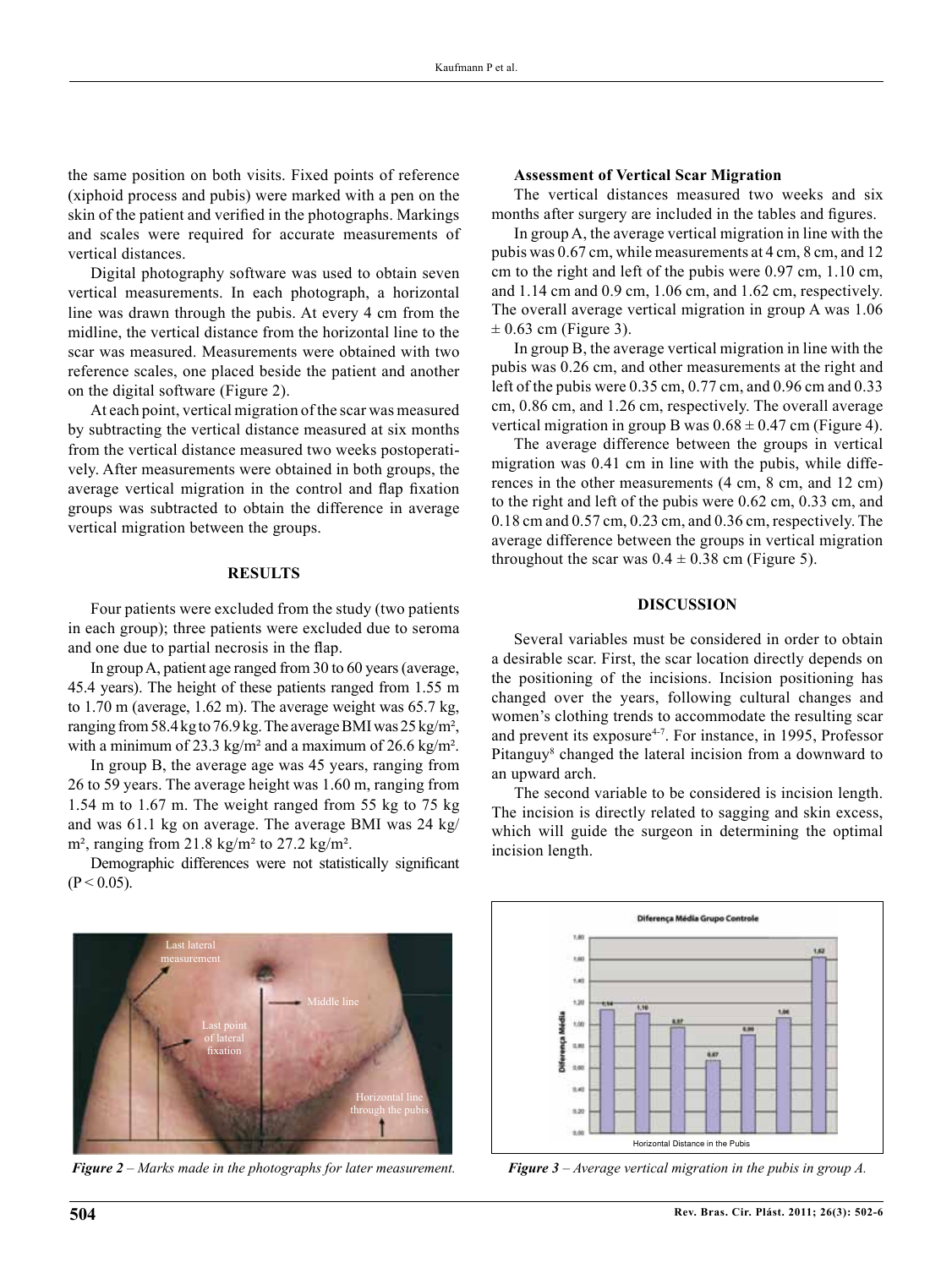the same position on both visits. Fixed points of reference (xiphoid process and pubis) were marked with a pen on the skin of the patient and verified in the photographs. Markings and scales were required for accurate measurements of vertical distances.

Digital photography software was used to obtain seven vertical measurements. In each photograph, a horizontal line was drawn through the pubis. At every 4 cm from the midline, the vertical distance from the horizontal line to the scar was measured. Measurements were obtained with two reference scales, one placed beside the patient and another on the digital software (Figure 2).

At each point, vertical migration of the scar was measured by subtracting the vertical distance measured at six months from the vertical distance measured two weeks postoperatively. After measurements were obtained in both groups, the average vertical migration in the control and flap fixation groups was subtracted to obtain the difference in average vertical migration between the groups.

## RESULTS

Four patients were excluded from the study (two patients in each group); three patients were excluded due to seroma and one due to partial necrosis in the flap.

In group A, patient age ranged from 30 to 60 years (average, 45.4 years). The height of these patients ranged from 1.55 m to 1.70 m (average, 1.62 m). The average weight was 65.7 kg, ranging from 58.4 kg to 76.9 kg. The average BMI was 25 kg/m², with a minimum of 23.3 kg/m² and a maximum of 26.6 kg/m².

In group B, the average age was 45 years, ranging from 26 to 59 years. The average height was 1.60 m, ranging from 1.54 m to 1.67 m. The weight ranged from 55 kg to 75 kg and was 61.1 kg on average. The average BMI was 24 kg/m², ranging from 21.8 kg/m² to 27.2 kg/m².

Demographic differences were not statistically significant ($P < 0.05$).

Figure 2 – Marks made in the photographs for later measurement.

**Assessment of Vertical Scar Migration**

The vertical distances measured two weeks and six months after surgery are included in the tables and figures.

In group A, the average vertical migration in line with the pubis was 0.67 cm, while measurements at 4 cm, 8 cm, and 12 cm to the right and left of the pubis were 0.97 cm, 1.10 cm, and 1.14 cm and 0.9 cm, 1.06 cm, and 1.62 cm, respectively. The overall average vertical migration in group A was 1.06 ± 0.63 cm (Figure 3).

In group B, the average vertical migration in line with the pubis was 0.26 cm, and other measurements at the right and left of the pubis were 0.35 cm, 0.77 cm, and 0.96 cm and 0.33 cm, 0.86 cm, and 1.26 cm, respectively. The overall average vertical migration in group B was 0.68 ± 0.47 cm (Figure 4).

The average difference between the groups in vertical migration was 0.41 cm in line with the pubis, while differences in the other measurements (4 cm, 8 cm, and 12 cm) to the right and left of the pubis were 0.62 cm, 0.33 cm, and 0.18 cm and 0.57 cm, 0.23 cm, and 0.36 cm, respectively. The average difference between the groups in vertical migration throughout the scar was 0.4 ± 0.38 cm (Figure 5).

## DISCUSSION

Several variables must be considered in order to obtain a desirable scar. First, the scar location directly depends on the positioning of the incisions. Incision positioning has changed over the years, following cultural changes and women's clothing trends to accommodate the resulting scar and prevent its exposure[4-7]. For instance, in 1995, Professor Pitanguy[8] changed the lateral incision from a downward to an upward arch.

The second variable to be considered is incision length. The incision is directly related to sagging and skin excess, which will guide the surgeon in determining the optimal incision length.

Figure 3 – Average vertical migration in the pubis in group A.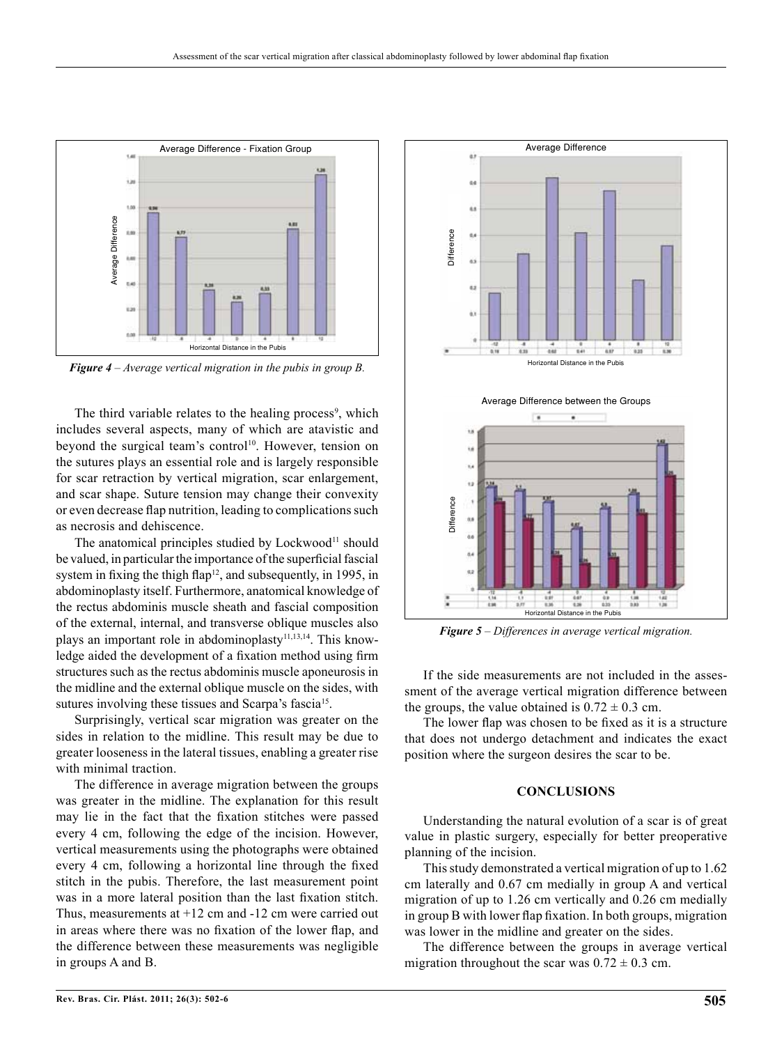Average Difference - Fixation Group

*Figure 4* – *Average vertical migration in the pubis in group B.*

The third variable relates to the healing process[9], which includes several aspects, many of which are atavistic and beyond the surgical team's control[10]. However, tension on the sutures plays an essential role and is largely responsible for scar retraction by vertical migration, scar enlargement, and scar shape. Suture tension may change their convexity or even decrease flap nutrition, leading to complications such as necrosis and dehiscence.

The anatomical principles studied by Lockwood[11] should be valued, in particular the importance of the superficial fascial system in fixing the thigh flap[12], and subsequently, in 1995, in abdominoplasty itself. Furthermore, anatomical knowledge of the rectus abdominis muscle sheath and fascial composition of the external, internal, and transverse oblique muscles also plays an important role in abdominoplasty[11,13,14]. This knowledge aided the development of a fixation method using firm structures such as the rectus abdominis muscle aponeurosis in the midline and the external oblique muscle on the sides, with sutures involving these tissues and Scarpa's fascia[15].

Surprisingly, vertical scar migration was greater on the sides in relation to the midline. This result may be due to greater looseness in the lateral tissues, enabling a greater rise with minimal traction.

The difference in average migration between the groups was greater in the midline. The explanation for this result may lie in the fact that the fixation stitches were passed every 4 cm, following the edge of the incision. However, vertical measurements using the photographs were obtained every 4 cm, following a horizontal line through the fixed stitch in the pubis. Therefore, the last measurement point was in a more lateral position than the last fixation stitch. Thus, measurements at +12 cm and -12 cm were carried out in areas where there was no fixation of the lower flap, and the difference between these measurements was negligible in groups A and B.

Average Difference

Average Difference between the Groups

*Figure 5* – *Differences in average vertical migration.*

If the side measurements are not included in the assessment of the average vertical migration difference between the groups, the value obtained is $0.72 \pm 0.3$ cm.

The lower flap was chosen to be fixed as it is a structure that does not undergo detachment and indicates the exact position where the surgeon desires the scar to be.

## CONCLUSIONS

Understanding the natural evolution of a scar is of great value in plastic surgery, especially for better preoperative planning of the incision.

This study demonstrated a vertical migration of up to 1.62 cm laterally and 0.67 cm medially in group A and vertical migration of up to 1.26 cm vertically and 0.26 cm medially in group B with lower flap fixation. In both groups, migration was lower in the midline and greater on the sides.

The difference between the groups in average vertical migration throughout the scar was $0.72 \pm 0.3$ cm.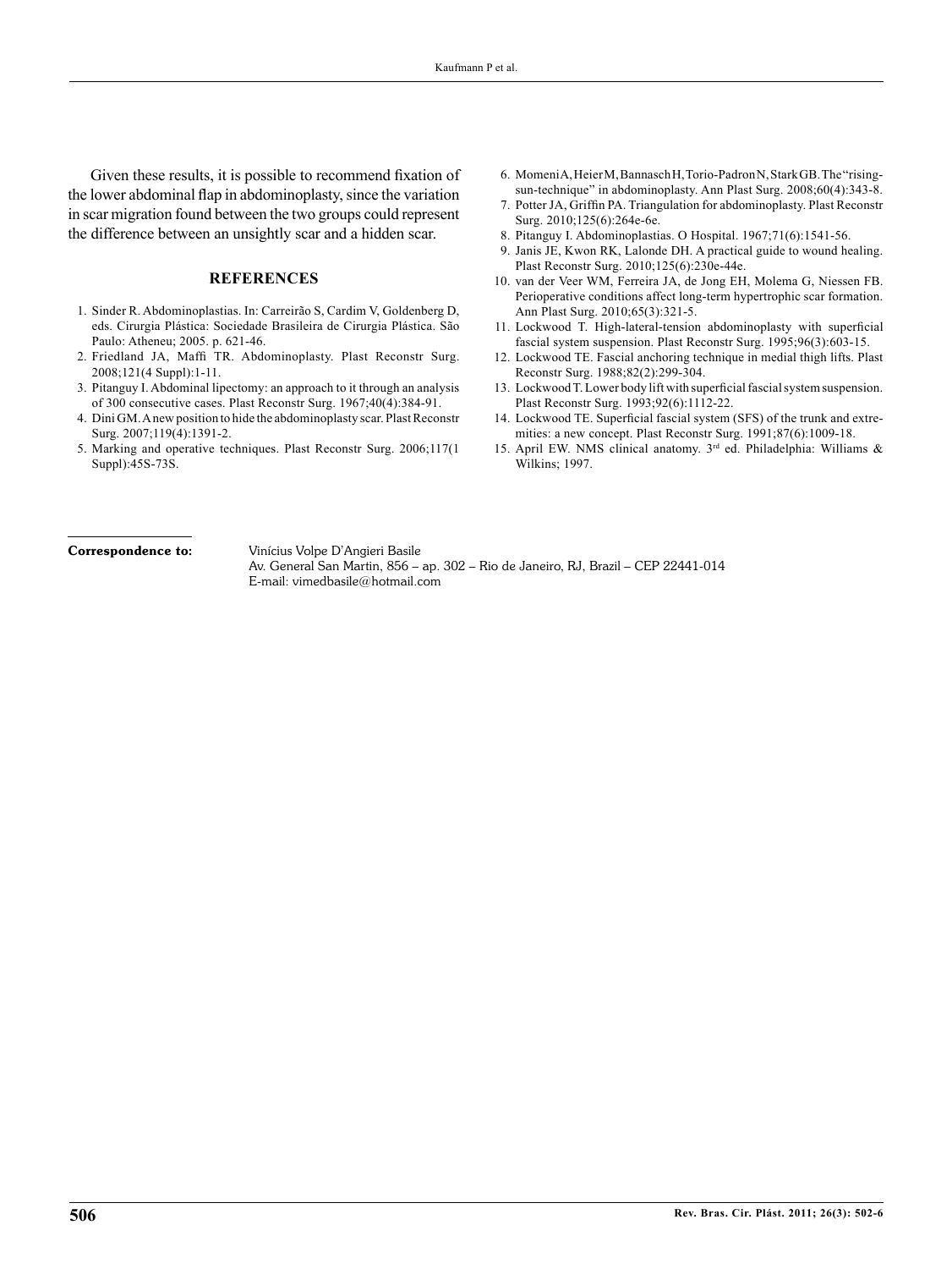Given these results, it is possible to recommend fixation of the lower abdominal flap in abdominoplasty, since the variation in scar migration found between the two groups could represent the difference between an unsightly scar and a hidden scar.

## REFERENCES

1. Sinder R. Abdominoplastias. In: Carreirão S, Cardim V, Goldenberg D, eds. Cirurgia Plástica: Sociedade Brasileira de Cirurgia Plástica. São Paulo: Atheneu; 2005. p. 621-46.
2. Friedland JA, Maffi TR. Abdominoplasty. Plast Reconstr Surg. 2008;121(4 Suppl):1-11.
3. Pitanguy I. Abdominal lipectomy: an approach to it through an analysis of 300 consecutive cases. Plast Reconstr Surg. 1967;40(4):384-91.
4. Dini GM. A new position to hide the abdominoplasty scar. Plast Reconstr Surg. 2007;119(4):1391-2.
5. Marking and operative techniques. Plast Reconstr Surg. 2006;117(1 Suppl):45S-73S.
6. Momeni A, Heier M, Bannasch H, Torio-Padron N, Stark GB. The "rising-sun-technique" in abdominoplasty. Ann Plast Surg. 2008;60(4):343-8.
7. Potter JA, Griffin PA. Triangulation for abdominoplasty. Plast Reconstr Surg. 2010;125(6):264e-6e.
8. Pitanguy I. Abdominoplastias. O Hospital. 1967;71(6):1541-56.
9. Janis JE, Kwon RK, Lalonde DH. A practical guide to wound healing. Plast Reconstr Surg. 2010;125(6):230e-44e.
10. van der Veer WM, Ferreira JA, de Jong EH, Molema G, Niessen FB. Perioperative conditions affect long-term hypertrophic scar formation. Ann Plast Surg. 2010;65(3):321-5.
11. Lockwood T. High-lateral-tension abdominoplasty with superficial fascial system suspension. Plast Reconstr Surg. 1995;96(3):603-15.
12. Lockwood TE. Fascial anchoring technique in medial thigh lifts. Plast Reconstr Surg. 1988;82(2):299-304.
13. Lockwood T. Lower body lift with superficial fascial system suspension. Plast Reconstr Surg. 1993;92(6):1112-22.
14. Lockwood TE. Superficial fascial system (SFS) of the trunk and extremities: a new concept. Plast Reconstr Surg. 1991;87(6):1009-18.
15. April EW. NMS clinical anatomy. 3rd ed. Philadelphia: Williams & Wilkins; 1997.

**Correspondence to:** Vinícius Volpe D'Angieri Basile
Av. General San Martin, 856 – ap. 302 – Rio de Janeiro, RJ, Brazil – CEP 22441-014
E-mail: vimedbasile@hotmail.com